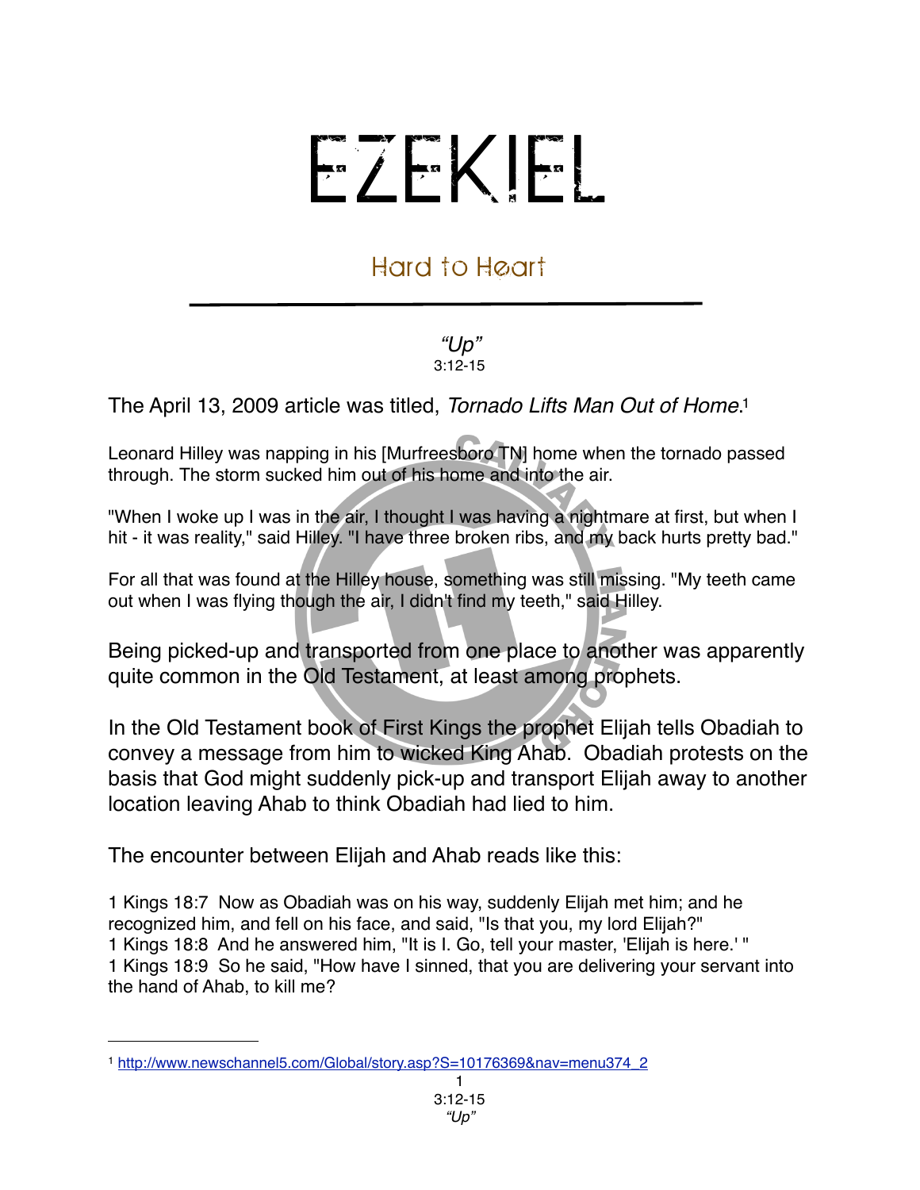# EZEKIEL

## Hard to Heart

*"Up"*
3:12-15

The April 13, 2009 article was titled, *Tornado Lifts Man Out of Home*.[1]

Leonard Hilley was napping in his [Murfreesboro TN] home when the tornado passed through. The storm sucked him out of his home and into the air.

"When I woke up I was in the air, I thought I was having a nightmare at first, but when I hit - it was reality," said Hilley. "I have three broken ribs, and my back hurts pretty bad."

For all that was found at the Hilley house, something was still missing. "My teeth came out when I was flying though the air, I didn't find my teeth," said Hilley.

Being picked-up and transported from one place to another was apparently quite common in the Old Testament, at least among prophets.

In the Old Testament book of First Kings the prophet Elijah tells Obadiah to convey a message from him to wicked King Ahab. Obadiah protests on the basis that God might suddenly pick-up and transport Elijah away to another location leaving Ahab to think Obadiah had lied to him.

The encounter between Elijah and Ahab reads like this:

1 Kings 18:7 Now as Obadiah was on his way, suddenly Elijah met him; and he recognized him, and fell on his face, and said, "Is that you, my lord Elijah?"
1 Kings 18:8 And he answered him, "It is I. Go, tell your master, 'Elijah is here.' "
1 Kings 18:9 So he said, "How have I sinned, that you are delivering your servant into the hand of Ahab, to kill me?

---

[1] http://www.newschannel5.com/Global/story.asp?S=10176369&nav=menu374_2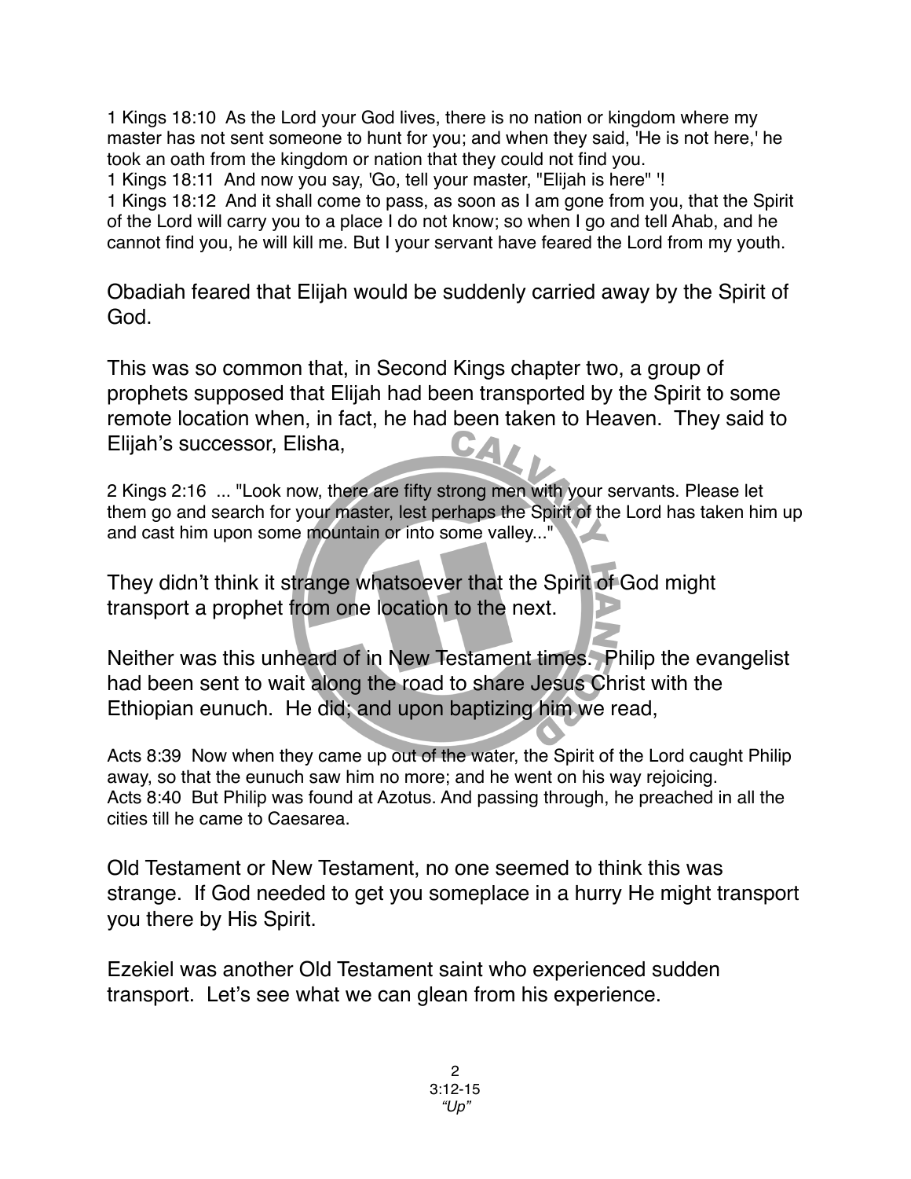1 Kings 18:10 As the Lord your God lives, there is no nation or kingdom where my master has not sent someone to hunt for you; and when they said, 'He is not here,' he took an oath from the kingdom or nation that they could not find you.
1 Kings 18:11 And now you say, 'Go, tell your master, "Elijah is here" '!
1 Kings 18:12 And it shall come to pass, as soon as I am gone from you, that the Spirit of the Lord will carry you to a place I do not know; so when I go and tell Ahab, and he cannot find you, he will kill me. But I your servant have feared the Lord from my youth.

Obadiah feared that Elijah would be suddenly carried away by the Spirit of God.

This was so common that, in Second Kings chapter two, a group of prophets supposed that Elijah had been transported by the Spirit to some remote location when, in fact, he had been taken to Heaven. They said to Elijah's successor, Elisha,

2 Kings 2:16 ... "Look now, there are fifty strong men with your servants. Please let them go and search for your master, lest perhaps the Spirit of the Lord has taken him up and cast him upon some mountain or into some valley..."

They didn't think it strange whatsoever that the Spirit of God might transport a prophet from one location to the next.

Neither was this unheard of in New Testament times. Philip the evangelist had been sent to wait along the road to share Jesus Christ with the Ethiopian eunuch. He did; and upon baptizing him we read,

Acts 8:39 Now when they came up out of the water, the Spirit of the Lord caught Philip away, so that the eunuch saw him no more; and he went on his way rejoicing.
Acts 8:40 But Philip was found at Azotus. And passing through, he preached in all the cities till he came to Caesarea.

Old Testament or New Testament, no one seemed to think this was strange. If God needed to get you someplace in a hurry He might transport you there by His Spirit.

Ezekiel was another Old Testament saint who experienced sudden transport. Let's see what we can glean from his experience.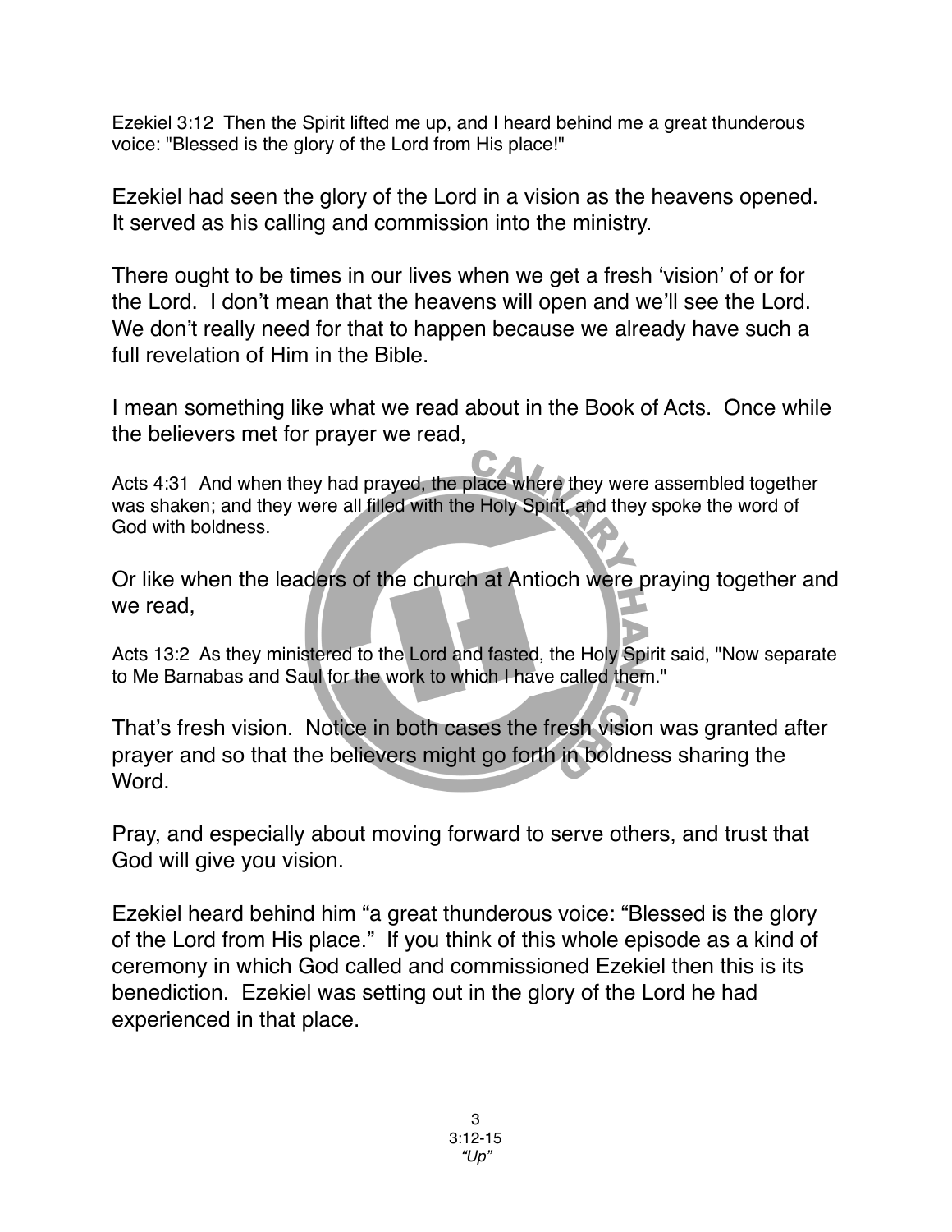Ezekiel 3:12 Then the Spirit lifted me up, and I heard behind me a great thunderous voice: "Blessed is the glory of the Lord from His place!"

Ezekiel had seen the glory of the Lord in a vision as the heavens opened. It served as his calling and commission into the ministry.

There ought to be times in our lives when we get a fresh 'vision' of or for the Lord. I don't mean that the heavens will open and we'll see the Lord. We don't really need for that to happen because we already have such a full revelation of Him in the Bible.

I mean something like what we read about in the Book of Acts. Once while the believers met for prayer we read,

Acts 4:31 And when they had prayed, the place where they were assembled together was shaken; and they were all filled with the Holy Spirit, and they spoke the word of God with boldness.

Or like when the leaders of the church at Antioch were praying together and we read,

Acts 13:2 As they ministered to the Lord and fasted, the Holy Spirit said, "Now separate to Me Barnabas and Saul for the work to which I have called them."

That's fresh vision. Notice in both cases the fresh vision was granted after prayer and so that the believers might go forth in boldness sharing the Word.

Pray, and especially about moving forward to serve others, and trust that God will give you vision.

Ezekiel heard behind him "a great thunderous voice: "Blessed is the glory of the Lord from His place." If you think of this whole episode as a kind of ceremony in which God called and commissioned Ezekiel then this is its benediction. Ezekiel was setting out in the glory of the Lord he had experienced in that place.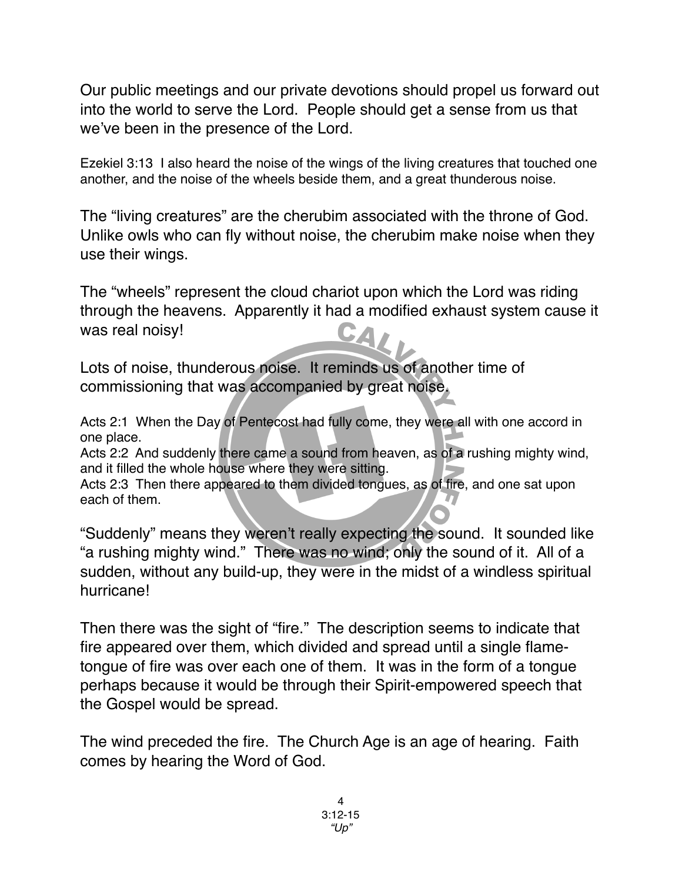Our public meetings and our private devotions should propel us forward out into the world to serve the Lord. People should get a sense from us that we've been in the presence of the Lord.

Ezekiel 3:13 I also heard the noise of the wings of the living creatures that touched one another, and the noise of the wheels beside them, and a great thunderous noise.

The "living creatures" are the cherubim associated with the throne of God. Unlike owls who can fly without noise, the cherubim make noise when they use their wings.

The "wheels" represent the cloud chariot upon which the Lord was riding through the heavens. Apparently it had a modified exhaust system cause it was real noisy!

Lots of noise, thunderous noise. It reminds us of another time of commissioning that was accompanied by great noise.

Acts 2:1 When the Day of Pentecost had fully come, they were all with one accord in one place.
Acts 2:2 And suddenly there came a sound from heaven, as of a rushing mighty wind, and it filled the whole house where they were sitting.
Acts 2:3 Then there appeared to them divided tongues, as of fire, and one sat upon each of them.

"Suddenly" means they weren't really expecting the sound. It sounded like "a rushing mighty wind." There was no wind; only the sound of it. All of a sudden, without any build-up, they were in the midst of a windless spiritual hurricane!

Then there was the sight of "fire." The description seems to indicate that fire appeared over them, which divided and spread until a single flame-tongue of fire was over each one of them. It was in the form of a tongue perhaps because it would be through their Spirit-empowered speech that the Gospel would be spread.

The wind preceded the fire. The Church Age is an age of hearing. Faith comes by hearing the Word of God.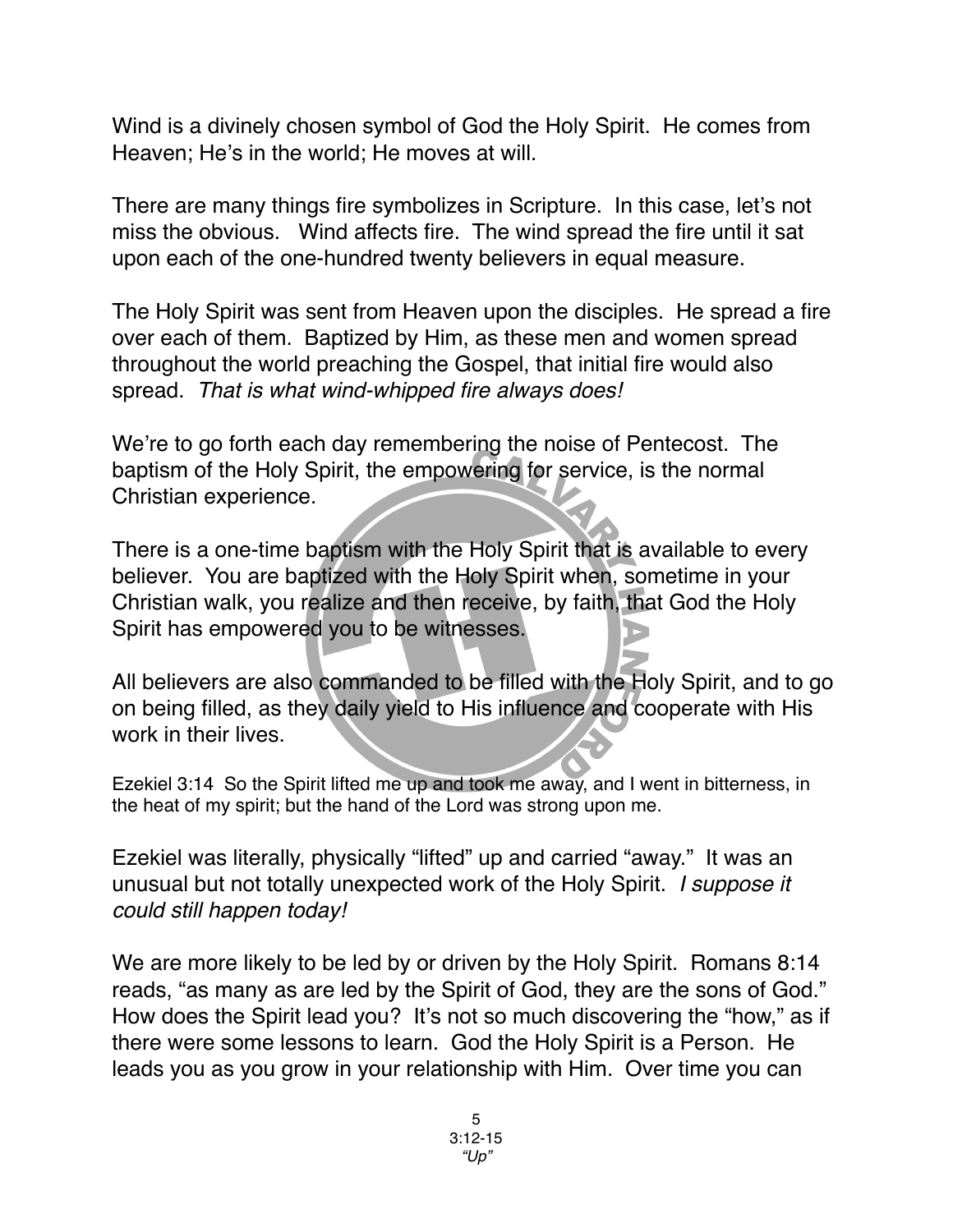Wind is a divinely chosen symbol of God the Holy Spirit. He comes from Heaven; He's in the world; He moves at will.

There are many things fire symbolizes in Scripture. In this case, let's not miss the obvious. Wind affects fire. The wind spread the fire until it sat upon each of the one-hundred twenty believers in equal measure.

The Holy Spirit was sent from Heaven upon the disciples. He spread a fire over each of them. Baptized by Him, as these men and women spread throughout the world preaching the Gospel, that initial fire would also spread. *That is what wind-whipped fire always does!*

We're to go forth each day remembering the noise of Pentecost. The baptism of the Holy Spirit, the empowering for service, is the normal Christian experience.

There is a one-time baptism with the Holy Spirit that is available to every believer. You are baptized with the Holy Spirit when, sometime in your Christian walk, you realize and then receive, by faith, that God the Holy Spirit has empowered you to be witnesses.

All believers are also commanded to be filled with the Holy Spirit, and to go on being filled, as they daily yield to His influence and cooperate with His work in their lives.

Ezekiel 3:14 So the Spirit lifted me up and took me away, and I went in bitterness, in the heat of my spirit; but the hand of the Lord was strong upon me.

Ezekiel was literally, physically "lifted" up and carried "away." It was an unusual but not totally unexpected work of the Holy Spirit. *I suppose it could still happen today!*

We are more likely to be led by or driven by the Holy Spirit. Romans 8:14 reads, "as many as are led by the Spirit of God, they are the sons of God." How does the Spirit lead you? It's not so much discovering the "how," as if there were some lessons to learn. God the Holy Spirit is a Person. He leads you as you grow in your relationship with Him. Over time you can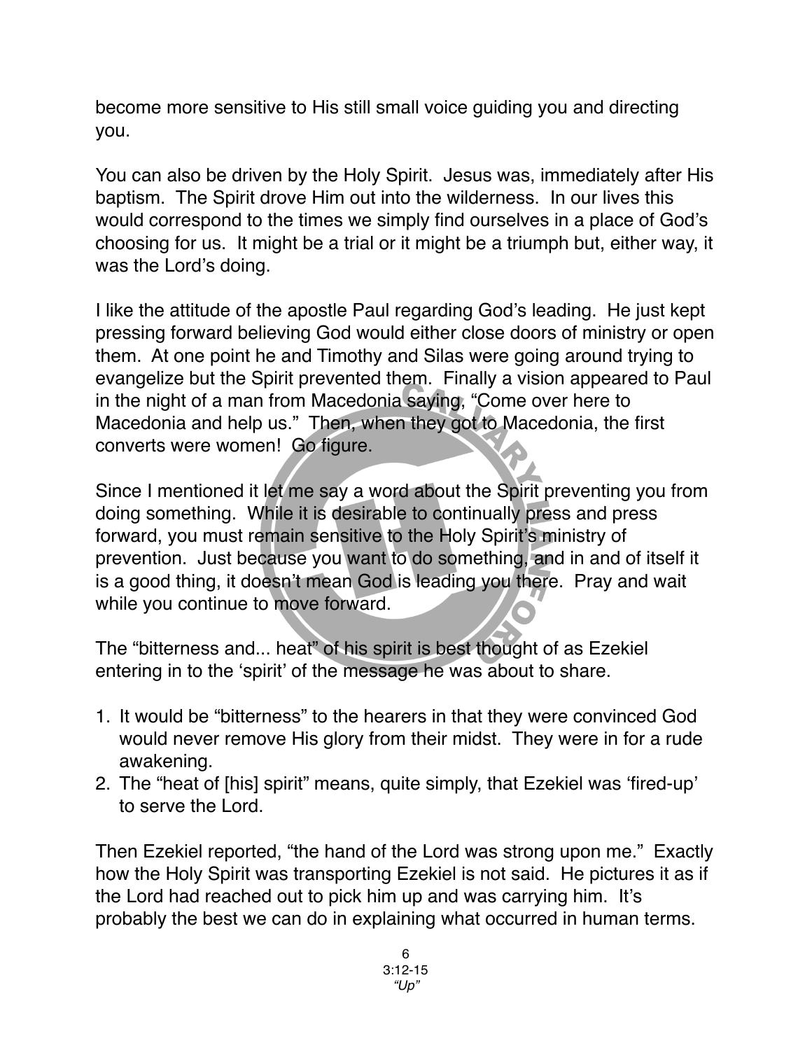become more sensitive to His still small voice guiding you and directing you.

You can also be driven by the Holy Spirit. Jesus was, immediately after His baptism. The Spirit drove Him out into the wilderness. In our lives this would correspond to the times we simply find ourselves in a place of God's choosing for us. It might be a trial or it might be a triumph but, either way, it was the Lord's doing.

I like the attitude of the apostle Paul regarding God's leading. He just kept pressing forward believing God would either close doors of ministry or open them. At one point he and Timothy and Silas were going around trying to evangelize but the Spirit prevented them. Finally a vision appeared to Paul in the night of a man from Macedonia saying, "Come over here to Macedonia and help us." Then, when they got to Macedonia, the first converts were women! Go figure.

Since I mentioned it let me say a word about the Spirit preventing you from doing something. While it is desirable to continually press and press forward, you must remain sensitive to the Holy Spirit's ministry of prevention. Just because you want to do something, and in and of itself it is a good thing, it doesn't mean God is leading you there. Pray and wait while you continue to move forward.

The "bitterness and... heat" of his spirit is best thought of as Ezekiel entering in to the 'spirit' of the message he was about to share.

1. It would be "bitterness" to the hearers in that they were convinced God would never remove His glory from their midst. They were in for a rude awakening.
2. The "heat of [his] spirit" means, quite simply, that Ezekiel was 'fired-up' to serve the Lord.

Then Ezekiel reported, "the hand of the Lord was strong upon me." Exactly how the Holy Spirit was transporting Ezekiel is not said. He pictures it as if the Lord had reached out to pick him up and was carrying him. It's probably the best we can do in explaining what occurred in human terms.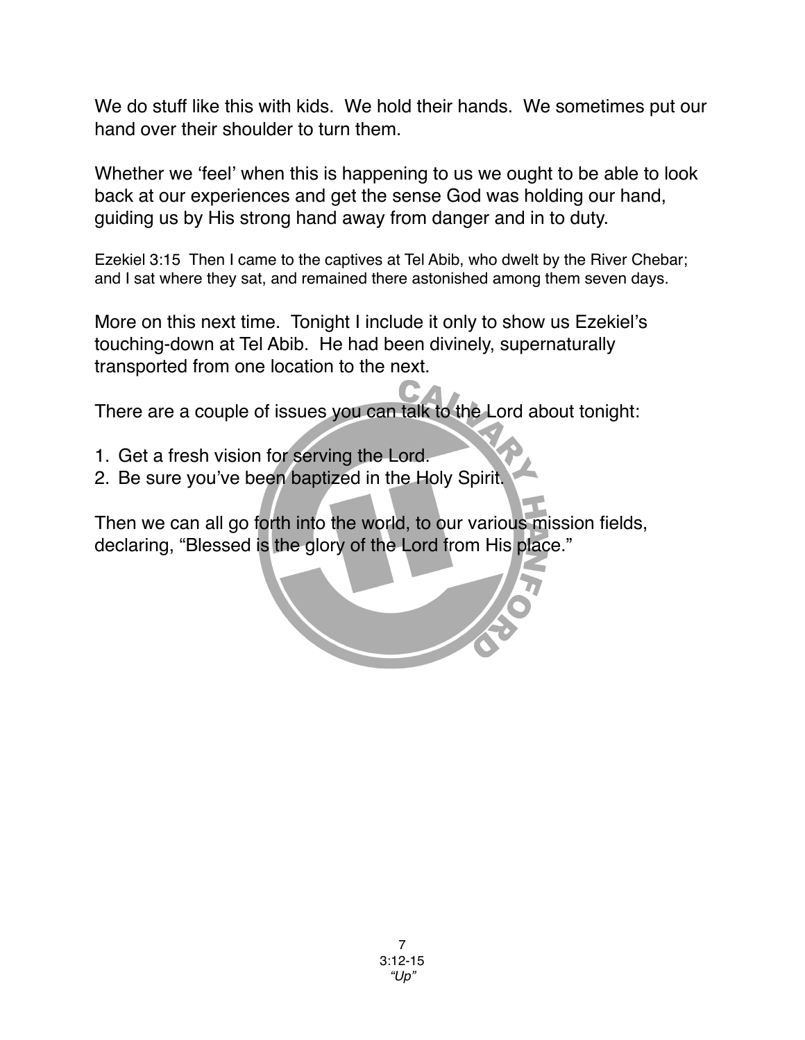We do stuff like this with kids. We hold their hands. We sometimes put our hand over their shoulder to turn them.

Whether we 'feel' when this is happening to us we ought to be able to look back at our experiences and get the sense God was holding our hand, guiding us by His strong hand away from danger and in to duty.

Ezekiel 3:15 Then I came to the captives at Tel Abib, who dwelt by the River Chebar; and I sat where they sat, and remained there astonished among them seven days.

More on this next time. Tonight I include it only to show us Ezekiel's touching-down at Tel Abib. He had been divinely, supernaturally transported from one location to the next.

There are a couple of issues you can talk to the Lord about tonight:

1. Get a fresh vision for serving the Lord.
2. Be sure you've been baptized in the Holy Spirit.

Then we can all go forth into the world, to our various mission fields, declaring, "Blessed is the glory of the Lord from His place."